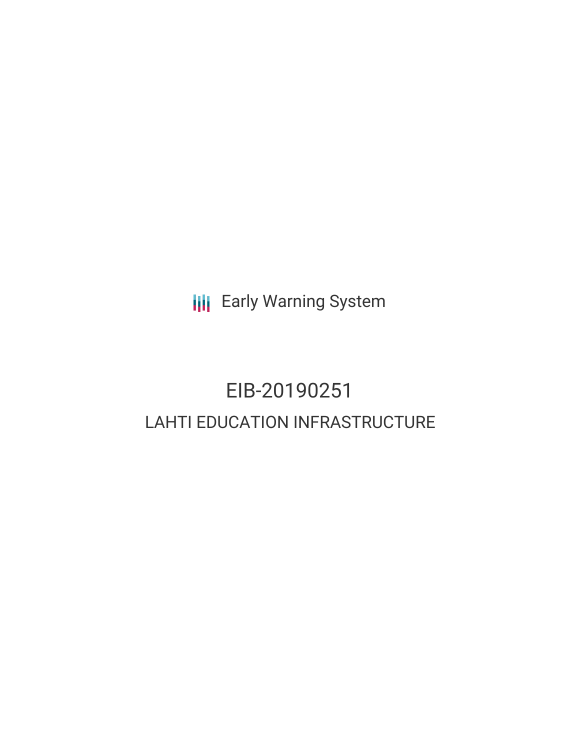Early Warning System

# EIB-20190251

## LAHTI EDUCATION INFRASTRUCTURE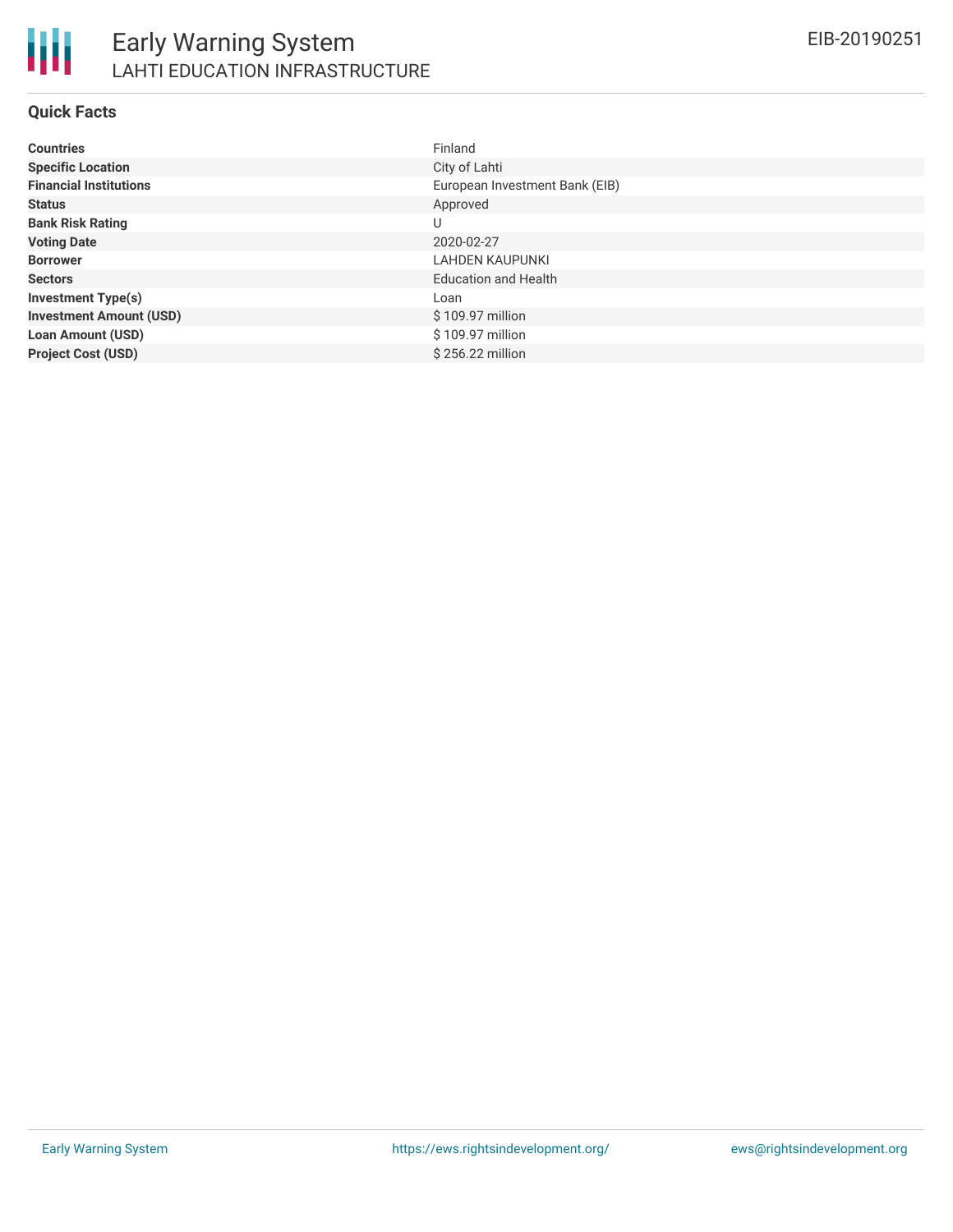# Early Warning System

## LAHTI EDUCATION INFRASTRUCTURE

EIB-20190251

### Quick Facts

| | |
|---|---|
| **Countries** | Finland |
| **Specific Location** | City of Lahti |
| **Financial Institutions** | European Investment Bank (EIB) |
| **Status** | Approved |
| **Bank Risk Rating** | U |
| **Voting Date** | 2020-02-27 |
| **Borrower** | LAHDEN KAUPUNKI |
| **Sectors** | Education and Health |
| **Investment Type(s)** | Loan |
| **Investment Amount (USD)** | $ 109.97 million |
| **Loan Amount (USD)** | $ 109.97 million |
| **Project Cost (USD)** | $ 256.22 million |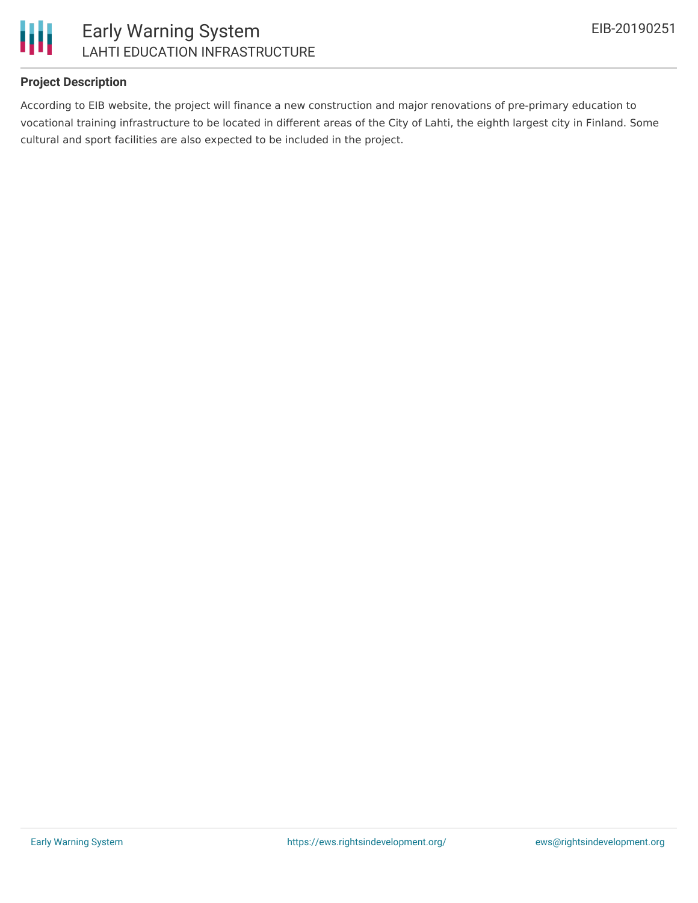## Project Description

According to EIB website, the project will finance a new construction and major renovations of pre-primary education to vocational training infrastructure to be located in different areas of the City of Lahti, the eighth largest city in Finland. Some cultural and sport facilities are also expected to be included in the project.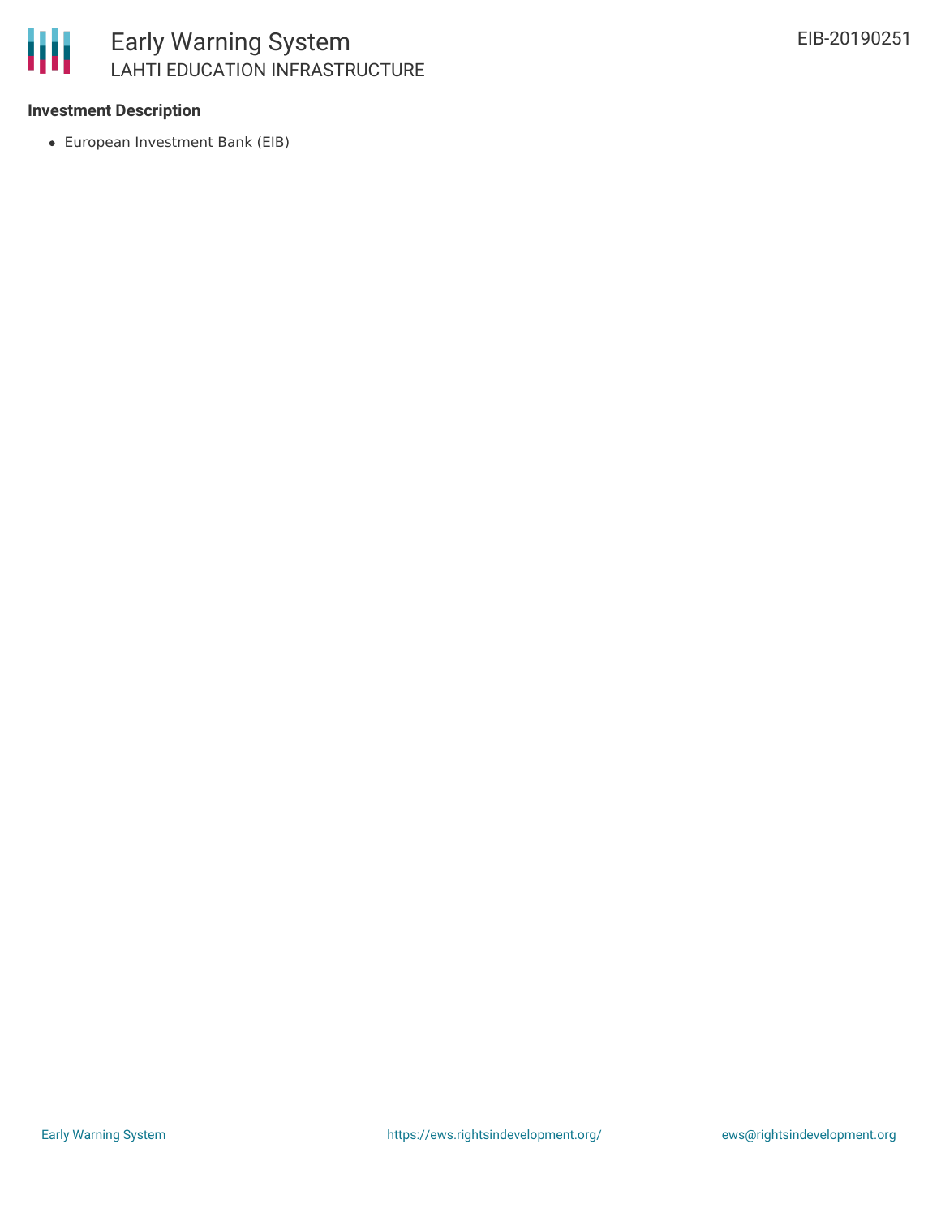**Investment Description**

- European Investment Bank (EIB)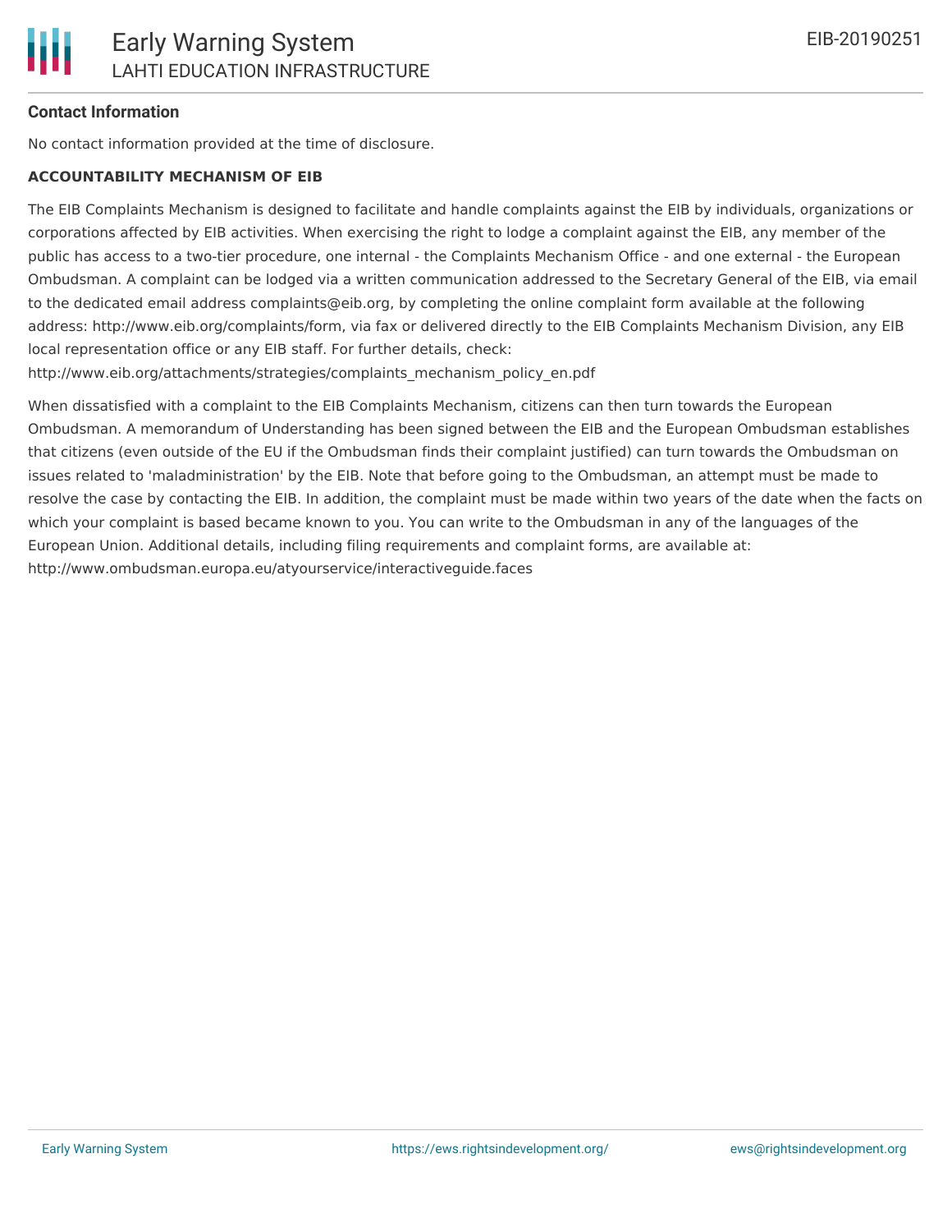## Contact Information

No contact information provided at the time of disclosure.

### ACCOUNTABILITY MECHANISM OF EIB

The EIB Complaints Mechanism is designed to facilitate and handle complaints against the EIB by individuals, organizations or corporations affected by EIB activities. When exercising the right to lodge a complaint against the EIB, any member of the public has access to a two-tier procedure, one internal - the Complaints Mechanism Office - and one external - the European Ombudsman. A complaint can be lodged via a written communication addressed to the Secretary General of the EIB, via email to the dedicated email address complaints@eib.org, by completing the online complaint form available at the following address: http://www.eib.org/complaints/form, via fax or delivered directly to the EIB Complaints Mechanism Division, any EIB local representation office or any EIB staff. For further details, check: http://www.eib.org/attachments/strategies/complaints_mechanism_policy_en.pdf

When dissatisfied with a complaint to the EIB Complaints Mechanism, citizens can then turn towards the European Ombudsman. A memorandum of Understanding has been signed between the EIB and the European Ombudsman establishes that citizens (even outside of the EU if the Ombudsman finds their complaint justified) can turn towards the Ombudsman on issues related to 'maladministration' by the EIB. Note that before going to the Ombudsman, an attempt must be made to resolve the case by contacting the EIB. In addition, the complaint must be made within two years of the date when the facts on which your complaint is based became known to you. You can write to the Ombudsman in any of the languages of the European Union. Additional details, including filing requirements and complaint forms, are available at: http://www.ombudsman.europa.eu/atyourservice/interactiveguide.faces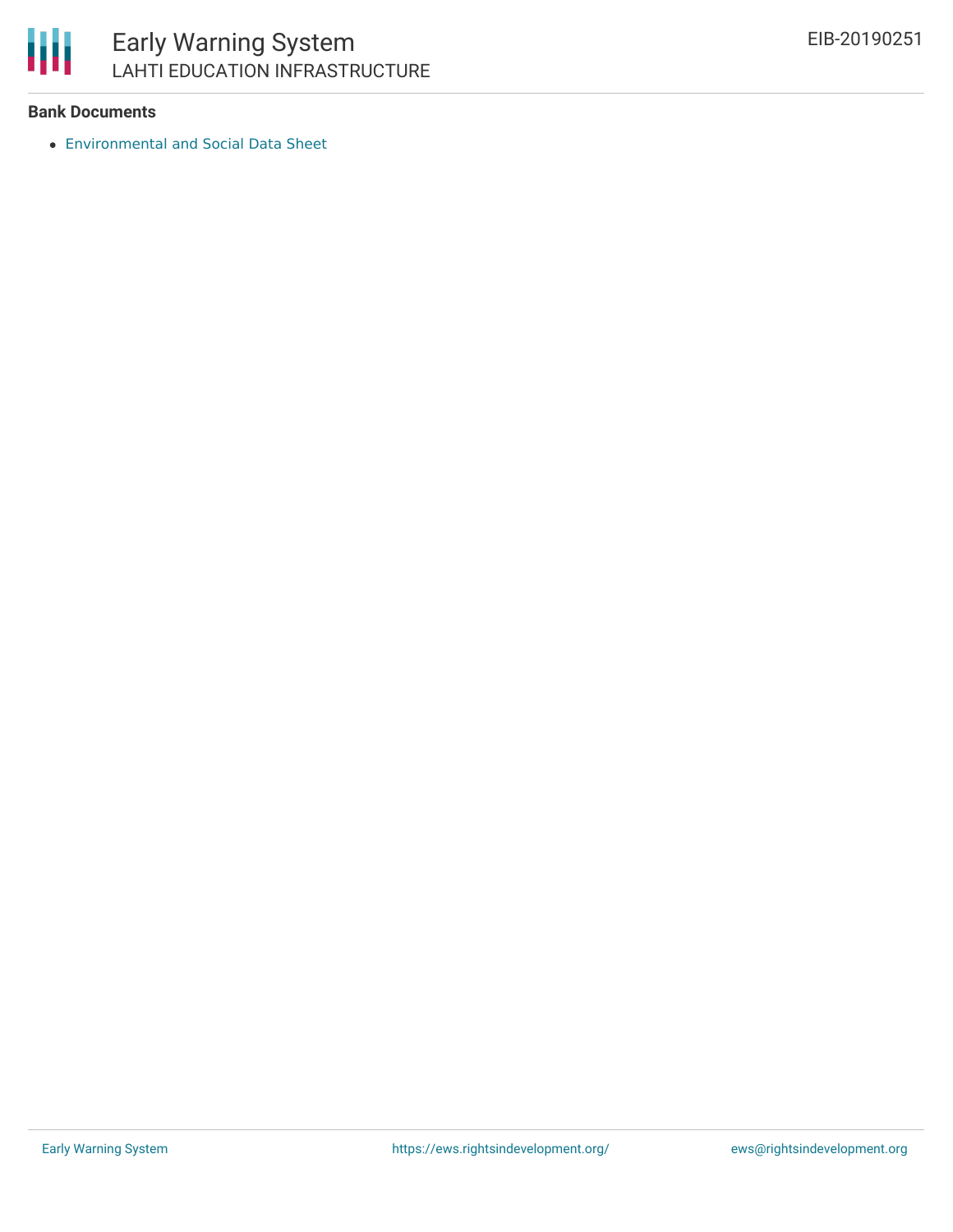**Bank Documents**

- Environmental and Social Data Sheet